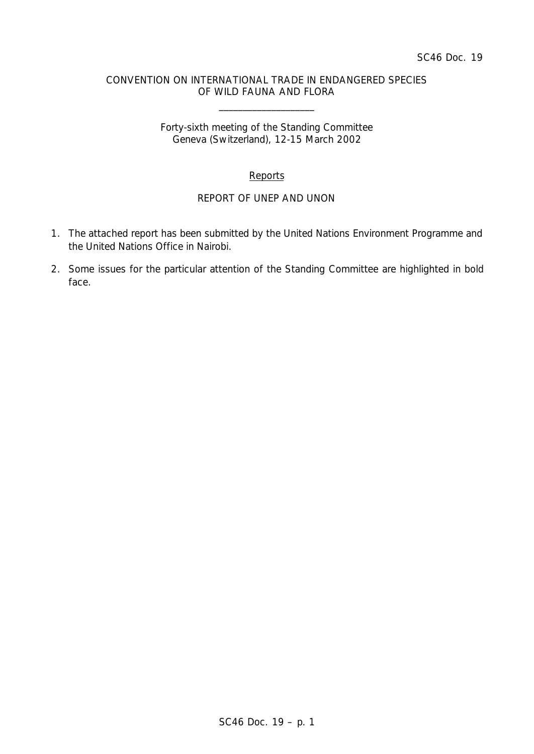SC46 Doc. 19

CONVENTION ON INTERNATIONAL TRADE IN ENDANGERED SPECIES
OF WILD FAUNA AND FLORA

____________________

Forty-sixth meeting of the Standing Committee
Geneva (Switzerland), 12-15 March 2002

Reports

REPORT OF UNEP AND UNON

1. The attached report has been submitted by the United Nations Environment Programme and the United Nations Office in Nairobi.

2. Some issues for the particular attention of the Standing Committee are highlighted in bold face.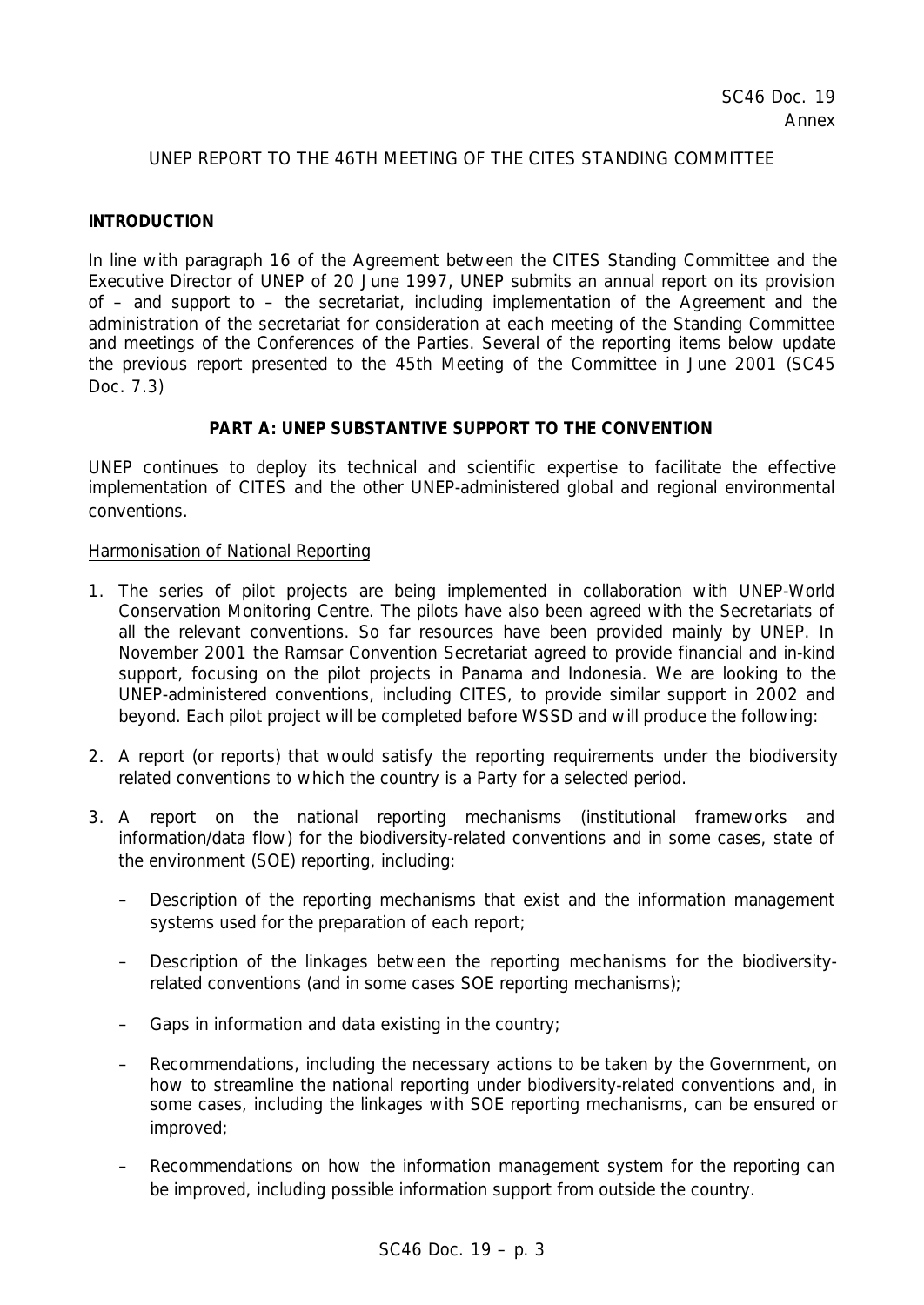SC46 Doc. 19
Annex

UNEP REPORT TO THE 46TH MEETING OF THE CITES STANDING COMMITTEE

**INTRODUCTION**

In line with paragraph 16 of the Agreement between the CITES Standing Committee and the Executive Director of UNEP of 20 June 1997, UNEP submits an annual report on its provision of – and support to – the secretariat, including implementation of the Agreement and the administration of the secretariat for consideration at each meeting of the Standing Committee and meetings of the Conferences of the Parties. Several of the reporting items below update the previous report presented to the 45th Meeting of the Committee in June 2001 (SC45 Doc. 7.3)

**PART A: UNEP SUBSTANTIVE SUPPORT TO THE CONVENTION**

UNEP continues to deploy its technical and scientific expertise to facilitate the effective implementation of CITES and the other UNEP-administered global and regional environmental conventions.

Harmonisation of National Reporting

1. The series of pilot projects are being implemented in collaboration with UNEP-World Conservation Monitoring Centre. The pilots have also been agreed with the Secretariats of all the relevant conventions. So far resources have been provided mainly by UNEP. In November 2001 the Ramsar Convention Secretariat agreed to provide financial and in-kind support, focusing on the pilot projects in Panama and Indonesia. We are looking to the UNEP-administered conventions, including CITES, to provide similar support in 2002 and beyond. Each pilot project will be completed before WSSD and will produce the following:

2. A report (or reports) that would satisfy the reporting requirements under the biodiversity related conventions to which the country is a Party for a selected period.

3. A report on the national reporting mechanisms (institutional frameworks and information/data flow) for the biodiversity-related conventions and in some cases, state of the environment (SOE) reporting, including:

   – Description of the reporting mechanisms that exist and the information management systems used for the preparation of each report;

   – Description of the linkages between the reporting mechanisms for the biodiversity-related conventions (and in some cases SOE reporting mechanisms);

   – Gaps in information and data existing in the country;

   – Recommendations, including the necessary actions to be taken by the Government, on how to streamline the national reporting under biodiversity-related conventions and, in some cases, including the linkages with SOE reporting mechanisms, can be ensured or improved;

   – Recommendations on how the information management system for the reporting can be improved, including possible information support from outside the country.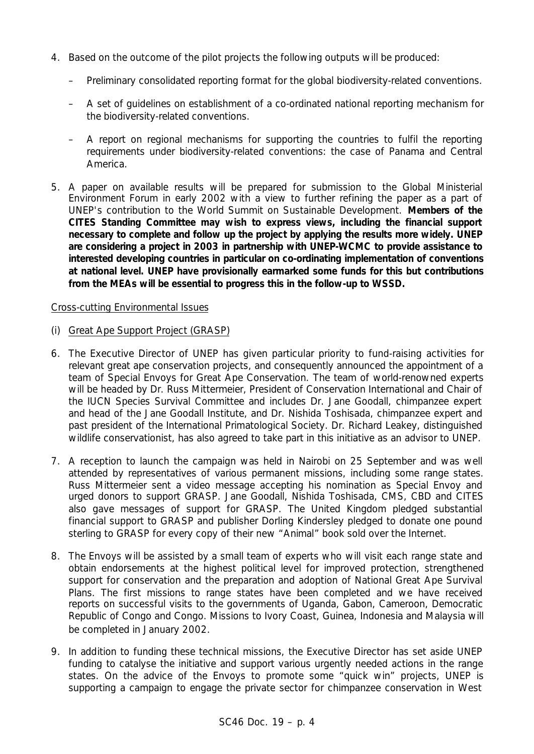4. Based on the outcome of the pilot projects the following outputs will be produced:

   – Preliminary consolidated reporting format for the global biodiversity-related conventions.

   – A set of guidelines on establishment of a co-ordinated national reporting mechanism for the biodiversity-related conventions.

   – A report on regional mechanisms for supporting the countries to fulfil the reporting requirements under biodiversity-related conventions: the case of Panama and Central America.

5. A paper on available results will be prepared for submission to the Global Ministerial Environment Forum in early 2002 with a view to further refining the paper as a part of UNEP's contribution to the World Summit on Sustainable Development. **Members of the CITES Standing Committee may wish to express views, including the financial support necessary to complete and follow up the project by applying the results more widely. UNEP are considering a project in 2003 in partnership with UNEP-WCMC to provide assistance to interested developing countries in particular on co-ordinating implementation of conventions at national level. UNEP have provisionally earmarked some funds for this but contributions from the MEAs will be essential to progress this in the follow-up to WSSD.**

Cross-cutting Environmental Issues

(i) Great Ape Support Project (GRASP)

6. The Executive Director of UNEP has given particular priority to fund-raising activities for relevant great ape conservation projects, and consequently announced the appointment of a team of Special Envoys for Great Ape Conservation. The team of world-renowned experts will be headed by Dr. Russ Mittermeier, President of Conservation International and Chair of the IUCN Species Survival Committee and includes Dr. Jane Goodall, chimpanzee expert and head of the Jane Goodall Institute, and Dr. Nishida Toshisada, chimpanzee expert and past president of the International Primatological Society. Dr. Richard Leakey, distinguished wildlife conservationist, has also agreed to take part in this initiative as an advisor to UNEP.

7. A reception to launch the campaign was held in Nairobi on 25 September and was well attended by representatives of various permanent missions, including some range states. Russ Mittermeier sent a video message accepting his nomination as Special Envoy and urged donors to support GRASP. Jane Goodall, Nishida Toshisada, CMS, CBD and CITES also gave messages of support for GRASP. The United Kingdom pledged substantial financial support to GRASP and publisher Dorling Kindersley pledged to donate one pound sterling to GRASP for every copy of their new "Animal" book sold over the Internet.

8. The Envoys will be assisted by a small team of experts who will visit each range state and obtain endorsements at the highest political level for improved protection, strengthened support for conservation and the preparation and adoption of National Great Ape Survival Plans. The first missions to range states have been completed and we have received reports on successful visits to the governments of Uganda, Gabon, Cameroon, Democratic Republic of Congo and Congo. Missions to Ivory Coast, Guinea, Indonesia and Malaysia will be completed in January 2002.

9. In addition to funding these technical missions, the Executive Director has set aside UNEP funding to catalyse the initiative and support various urgently needed actions in the range states. On the advice of the Envoys to promote some "quick win" projects, UNEP is supporting a campaign to engage the private sector for chimpanzee conservation in West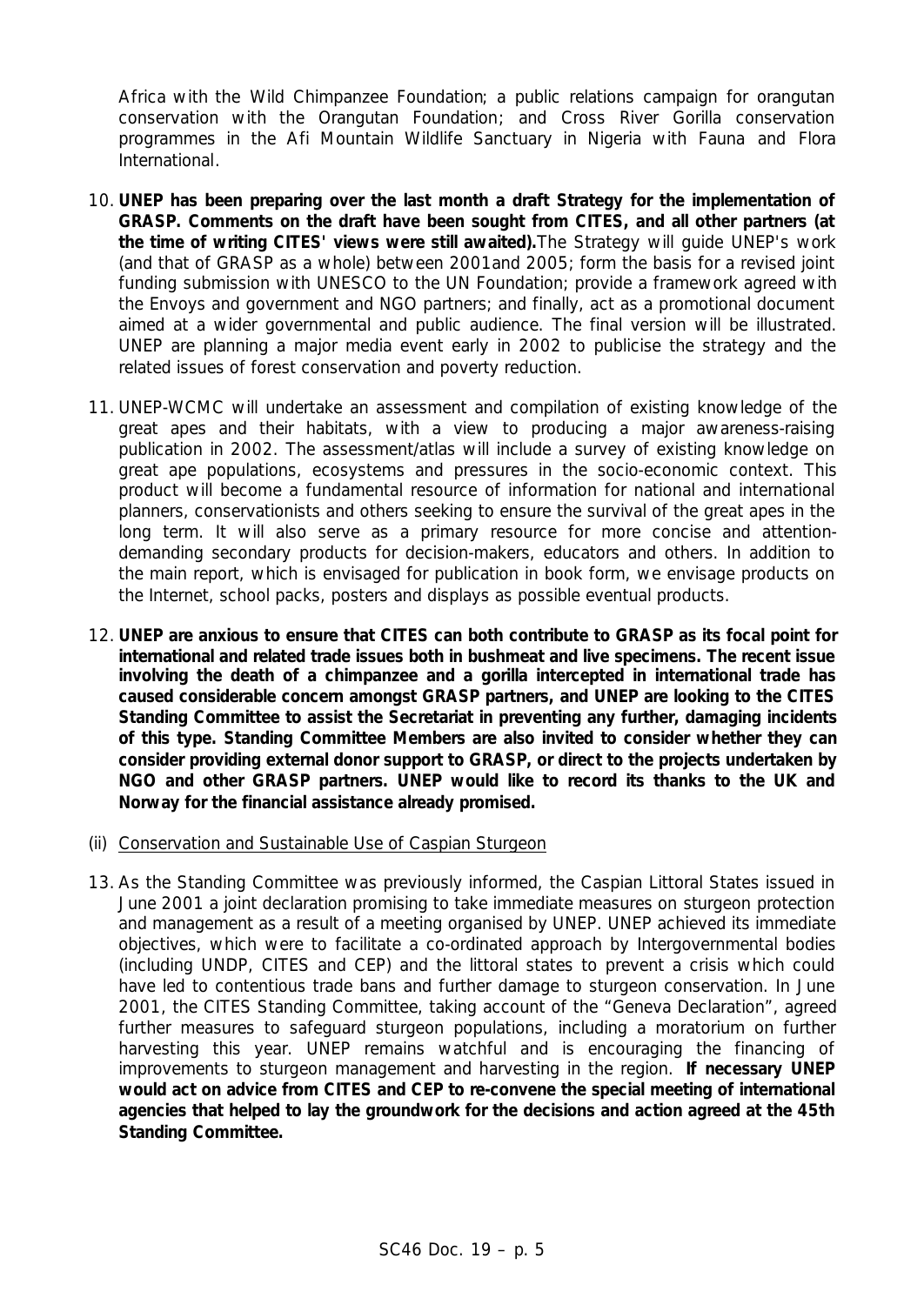Africa with the Wild Chimpanzee Foundation; a public relations campaign for orangutan conservation with the Orangutan Foundation; and Cross River Gorilla conservation programmes in the Afi Mountain Wildlife Sanctuary in Nigeria with Fauna and Flora International.

10. **UNEP has been preparing over the last month a draft Strategy for the implementation of GRASP. Comments on the draft have been sought from CITES, and all other partners (at the time of writing CITES' views were still awaited).** The Strategy will guide UNEP's work (and that of GRASP as a whole) between 2001and 2005; form the basis for a revised joint funding submission with UNESCO to the UN Foundation; provide a framework agreed with the Envoys and government and NGO partners; and finally, act as a promotional document aimed at a wider governmental and public audience. The final version will be illustrated. UNEP are planning a major media event early in 2002 to publicise the strategy and the related issues of forest conservation and poverty reduction.

11. UNEP-WCMC will undertake an assessment and compilation of existing knowledge of the great apes and their habitats, with a view to producing a major awareness-raising publication in 2002. The assessment/atlas will include a survey of existing knowledge on great ape populations, ecosystems and pressures in the socio-economic context. This product will become a fundamental resource of information for national and international planners, conservationists and others seeking to ensure the survival of the great apes in the long term. It will also serve as a primary resource for more concise and attention-demanding secondary products for decision-makers, educators and others. In addition to the main report, which is envisaged for publication in book form, we envisage products on the Internet, school packs, posters and displays as possible eventual products.

12. **UNEP are anxious to ensure that CITES can both contribute to GRASP as its focal point for international and related trade issues both in bushmeat and live specimens. The recent issue involving the death of a chimpanzee and a gorilla intercepted in international trade has caused considerable concern amongst GRASP partners, and UNEP are looking to the CITES Standing Committee to assist the Secretariat in preventing any further, damaging incidents of this type. Standing Committee Members are also invited to consider whether they can consider providing external donor support to GRASP, or direct to the projects undertaken by NGO and other GRASP partners. UNEP would like to record its thanks to the UK and Norway for the financial assistance already promised.**

(ii) Conservation and Sustainable Use of Caspian Sturgeon

13. As the Standing Committee was previously informed, the Caspian Littoral States issued in June 2001 a joint declaration promising to take immediate measures on sturgeon protection and management as a result of a meeting organised by UNEP. UNEP achieved its immediate objectives, which were to facilitate a co-ordinated approach by Intergovernmental bodies (including UNDP, CITES and CEP) and the littoral states to prevent a crisis which could have led to contentious trade bans and further damage to sturgeon conservation. In June 2001, the CITES Standing Committee, taking account of the "Geneva Declaration", agreed further measures to safeguard sturgeon populations, including a moratorium on further harvesting this year. UNEP remains watchful and is encouraging the financing of improvements to sturgeon management and harvesting in the region. **If necessary UNEP would act on advice from CITES and CEP to re-convene the special meeting of international agencies that helped to lay the groundwork for the decisions and action agreed at the 45th Standing Committee.**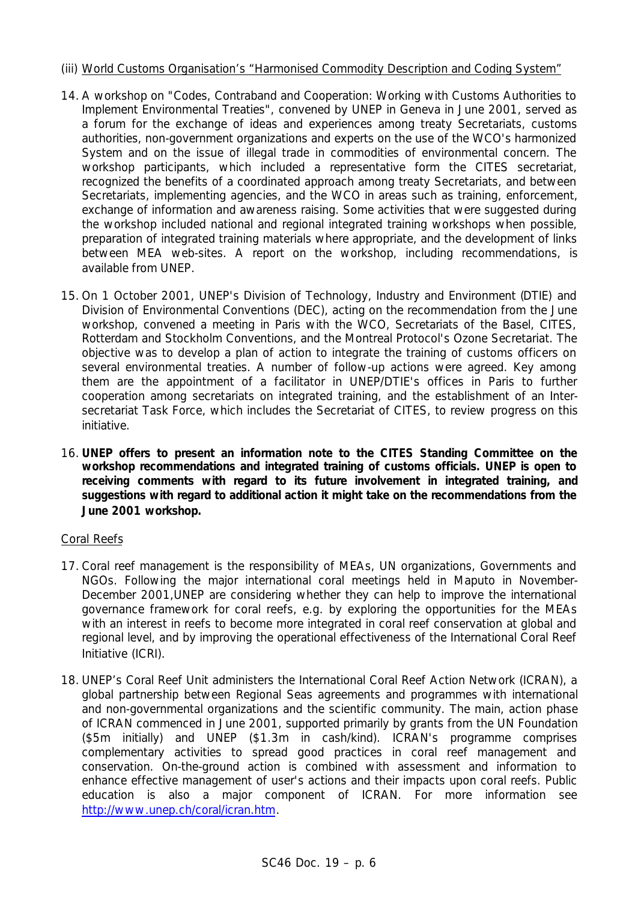(iii) World Customs Organisation's "Harmonised Commodity Description and Coding System"

14. A workshop on "Codes, Contraband and Cooperation: Working with Customs Authorities to Implement Environmental Treaties", convened by UNEP in Geneva in June 2001, served as a forum for the exchange of ideas and experiences among treaty Secretariats, customs authorities, non-government organizations and experts on the use of the WCO's harmonized System and on the issue of illegal trade in commodities of environmental concern. The workshop participants, which included a representative form the CITES secretariat, recognized the benefits of a coordinated approach among treaty Secretariats, and between Secretariats, implementing agencies, and the WCO in areas such as training, enforcement, exchange of information and awareness raising. Some activities that were suggested during the workshop included national and regional integrated training workshops when possible, preparation of integrated training materials where appropriate, and the development of links between MEA web-sites. A report on the workshop, including recommendations, is available from UNEP.

15. On 1 October 2001, UNEP's Division of Technology, Industry and Environment (DTIE) and Division of Environmental Conventions (DEC), acting on the recommendation from the June workshop, convened a meeting in Paris with the WCO, Secretariats of the Basel, CITES, Rotterdam and Stockholm Conventions, and the Montreal Protocol's Ozone Secretariat. The objective was to develop a plan of action to integrate the training of customs officers on several environmental treaties. A number of follow-up actions were agreed. Key among them are the appointment of a facilitator in UNEP/DTIE's offices in Paris to further cooperation among secretariats on integrated training, and the establishment of an Inter-secretariat Task Force, which includes the Secretariat of CITES, to review progress on this initiative.

16. **UNEP offers to present an information note to the CITES Standing Committee on the workshop recommendations and integrated training of customs officials. UNEP is open to receiving comments with regard to its future involvement in integrated training, and suggestions with regard to additional action it might take on the recommendations from the June 2001 workshop.**

Coral Reefs

17. Coral reef management is the responsibility of MEAs, UN organizations, Governments and NGOs. Following the major international coral meetings held in Maputo in November-December 2001,UNEP are considering whether they can help to improve the international governance framework for coral reefs, e.g. by exploring the opportunities for the MEAs with an interest in reefs to become more integrated in coral reef conservation at global and regional level, and by improving the operational effectiveness of the International Coral Reef Initiative (ICRI).

18. UNEP's Coral Reef Unit administers the International Coral Reef Action Network (ICRAN), a global partnership between Regional Seas agreements and programmes with international and non-governmental organizations and the scientific community. The main, action phase of ICRAN commenced in June 2001, supported primarily by grants from the UN Foundation ($5m initially) and UNEP ($1.3m in cash/kind). ICRAN's programme comprises complementary activities to spread good practices in coral reef management and conservation. On-the-ground action is combined with assessment and information to enhance effective management of user's actions and their impacts upon coral reefs. Public education is also a major component of ICRAN. For more information see http://www.unep.ch/coral/icran.htm.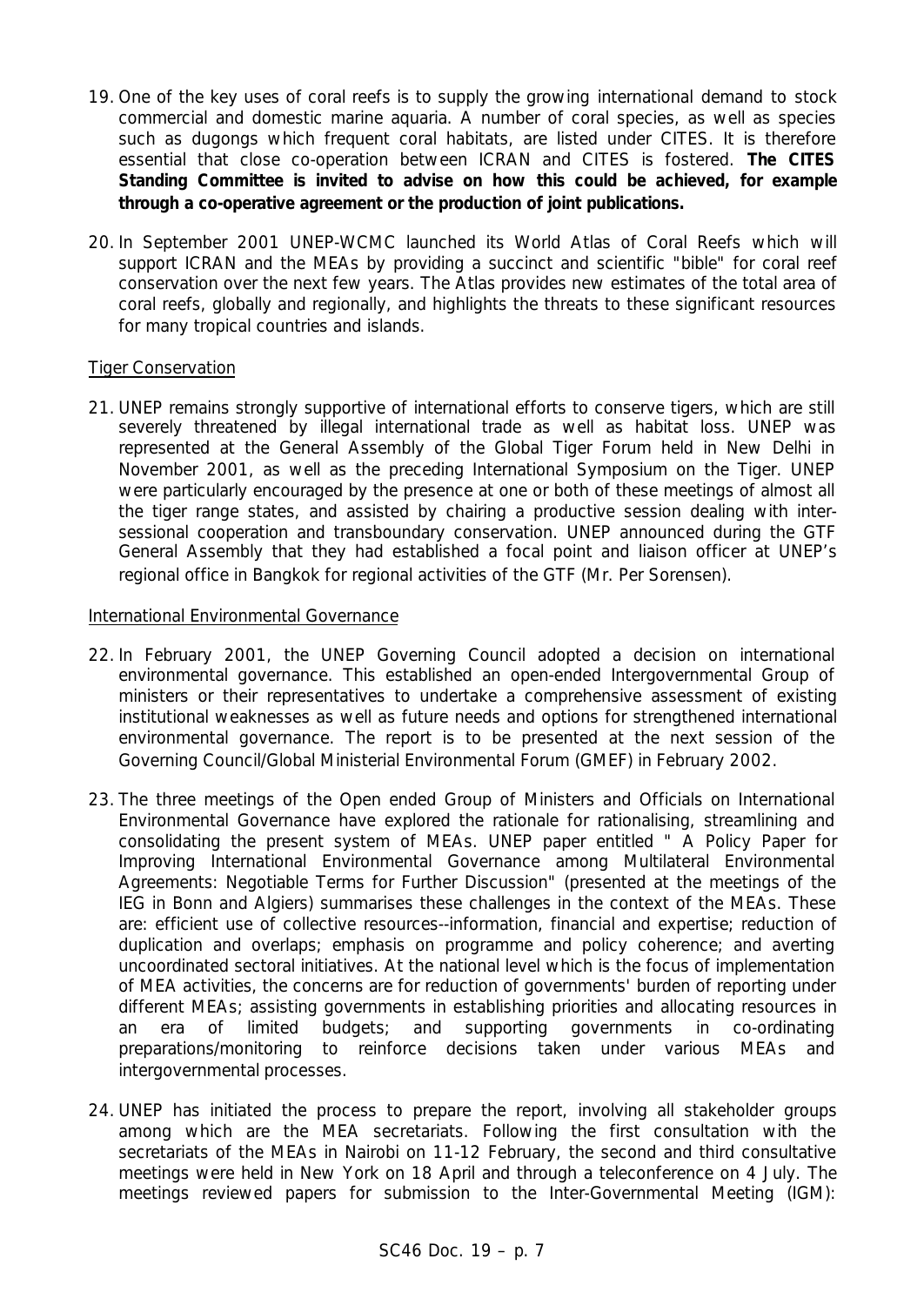19. One of the key uses of coral reefs is to supply the growing international demand to stock commercial and domestic marine aquaria. A number of coral species, as well as species such as dugongs which frequent coral habitats, are listed under CITES. It is therefore essential that close co-operation between ICRAN and CITES is fostered. **The CITES Standing Committee is invited to advise on how this could be achieved, for example through a co-operative agreement or the production of joint publications.**

20. In September 2001 UNEP-WCMC launched its World Atlas of Coral Reefs which will support ICRAN and the MEAs by providing a succinct and scientific "bible" for coral reef conservation over the next few years. The Atlas provides new estimates of the total area of coral reefs, globally and regionally, and highlights the threats to these significant resources for many tropical countries and islands.

Tiger Conservation

21. UNEP remains strongly supportive of international efforts to conserve tigers, which are still severely threatened by illegal international trade as well as habitat loss. UNEP was represented at the General Assembly of the Global Tiger Forum held in New Delhi in November 2001, as well as the preceding International Symposium on the Tiger. UNEP were particularly encouraged by the presence at one or both of these meetings of almost all the tiger range states, and assisted by chairing a productive session dealing with inter-sessional cooperation and transboundary conservation. UNEP announced during the GTF General Assembly that they had established a focal point and liaison officer at UNEP's regional office in Bangkok for regional activities of the GTF (Mr. Per Sorensen).

International Environmental Governance

22. In February 2001, the UNEP Governing Council adopted a decision on international environmental governance. This established an open-ended Intergovernmental Group of ministers or their representatives to undertake a comprehensive assessment of existing institutional weaknesses as well as future needs and options for strengthened international environmental governance. The report is to be presented at the next session of the Governing Council/Global Ministerial Environmental Forum (GMEF) in February 2002.

23. The three meetings of the Open ended Group of Ministers and Officials on International Environmental Governance have explored the rationale for rationalising, streamlining and consolidating the present system of MEAs. UNEP paper entitled " A Policy Paper for Improving International Environmental Governance among Multilateral Environmental Agreements: Negotiable Terms for Further Discussion" (presented at the meetings of the IEG in Bonn and Algiers) summarises these challenges in the context of the MEAs. These are: efficient use of collective resources--information, financial and expertise; reduction of duplication and overlaps; emphasis on programme and policy coherence; and averting uncoordinated sectoral initiatives. At the national level which is the focus of implementation of MEA activities, the concerns are for reduction of governments' burden of reporting under different MEAs; assisting governments in establishing priorities and allocating resources in an era of limited budgets; and supporting governments in co-ordinating preparations/monitoring to reinforce decisions taken under various MEAs and intergovernmental processes.

24. UNEP has initiated the process to prepare the report, involving all stakeholder groups among which are the MEA secretariats. Following the first consultation with the secretariats of the MEAs in Nairobi on 11-12 February, the second and third consultative meetings were held in New York on 18 April and through a teleconference on 4 July. The meetings reviewed papers for submission to the Inter-Governmental Meeting (IGM):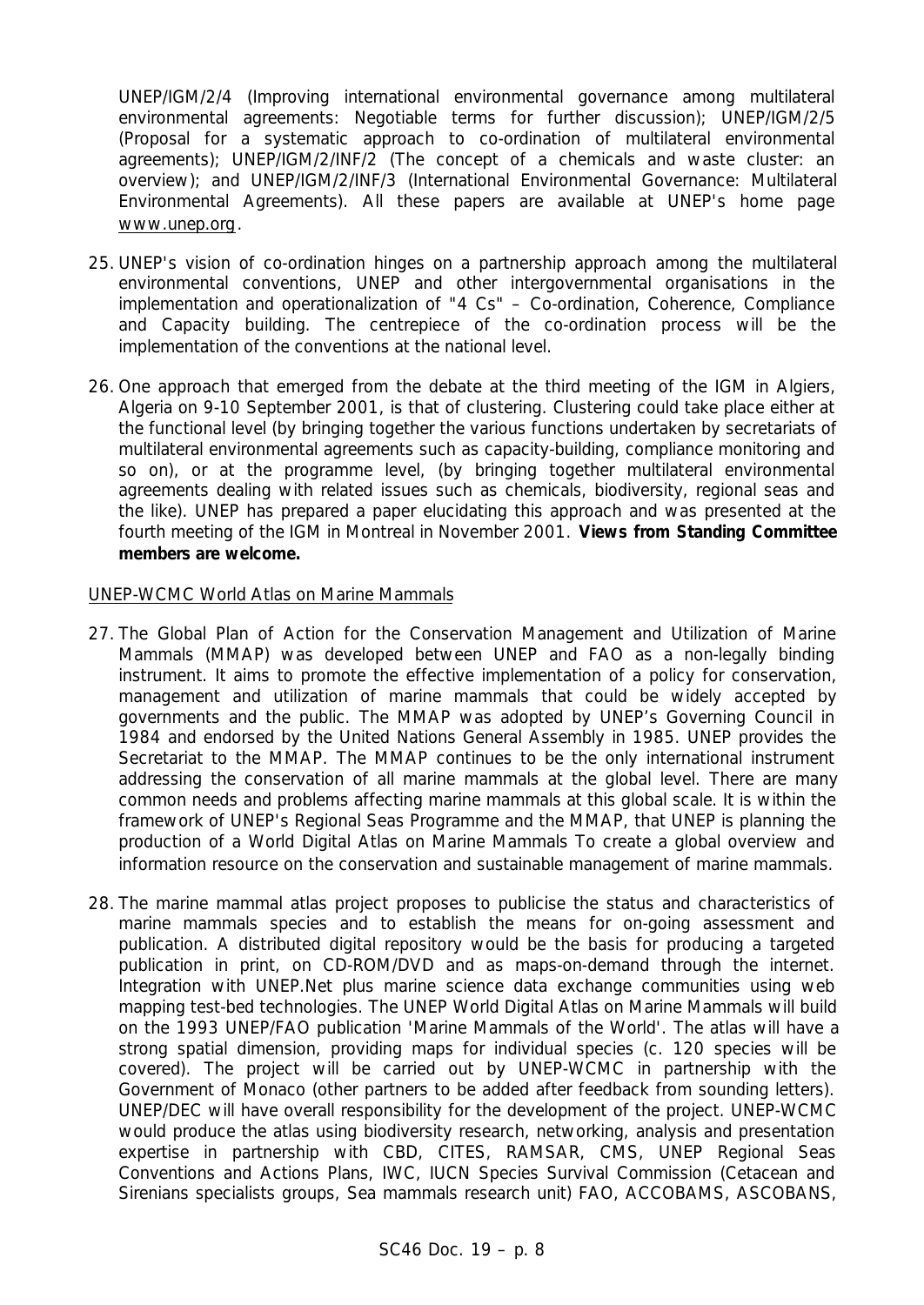UNEP/IGM/2/4 (Improving international environmental governance among multilateral environmental agreements: Negotiable terms for further discussion); UNEP/IGM/2/5 (Proposal for a systematic approach to co-ordination of multilateral environmental agreements); UNEP/IGM/2/INF/2 (The concept of a chemicals and waste cluster: an overview); and UNEP/IGM/2/INF/3 (International Environmental Governance: Multilateral Environmental Agreements). All these papers are available at UNEP's home page www.unep.org.

25. UNEP's vision of co-ordination hinges on a partnership approach among the multilateral environmental conventions, UNEP and other intergovernmental organisations in the implementation and operationalization of "4 Cs" – Co-ordination, Coherence, Compliance and Capacity building. The centrepiece of the co-ordination process will be the implementation of the conventions at the national level.

26. One approach that emerged from the debate at the third meeting of the IGM in Algiers, Algeria on 9-10 September 2001, is that of clustering. Clustering could take place either at the functional level (by bringing together the various functions undertaken by secretariats of multilateral environmental agreements such as capacity-building, compliance monitoring and so on), or at the programme level, (by bringing together multilateral environmental agreements dealing with related issues such as chemicals, biodiversity, regional seas and the like). UNEP has prepared a paper elucidating this approach and was presented at the fourth meeting of the IGM in Montreal in November 2001. **Views from Standing Committee members are welcome.**

UNEP-WCMC World Atlas on Marine Mammals

27. The Global Plan of Action for the Conservation Management and Utilization of Marine Mammals (MMAP) was developed between UNEP and FAO as a non-legally binding instrument. It aims to promote the effective implementation of a policy for conservation, management and utilization of marine mammals that could be widely accepted by governments and the public. The MMAP was adopted by UNEP's Governing Council in 1984 and endorsed by the United Nations General Assembly in 1985. UNEP provides the Secretariat to the MMAP. The MMAP continues to be the only international instrument addressing the conservation of all marine mammals at the global level. There are many common needs and problems affecting marine mammals at this global scale. It is within the framework of UNEP's Regional Seas Programme and the MMAP, that UNEP is planning the production of a World Digital Atlas on Marine Mammals To create a global overview and information resource on the conservation and sustainable management of marine mammals.

28. The marine mammal atlas project proposes to publicise the status and characteristics of marine mammals species and to establish the means for on-going assessment and publication. A distributed digital repository would be the basis for producing a targeted publication in print, on CD-ROM/DVD and as maps-on-demand through the internet. Integration with UNEP.Net plus marine science data exchange communities using web mapping test-bed technologies. The UNEP World Digital Atlas on Marine Mammals will build on the 1993 UNEP/FAO publication 'Marine Mammals of the World'. The atlas will have a strong spatial dimension, providing maps for individual species (c. 120 species will be covered). The project will be carried out by UNEP-WCMC in partnership with the Government of Monaco (other partners to be added after feedback from sounding letters). UNEP/DEC will have overall responsibility for the development of the project. UNEP-WCMC would produce the atlas using biodiversity research, networking, analysis and presentation expertise in partnership with CBD, CITES, RAMSAR, CMS, UNEP Regional Seas Conventions and Actions Plans, IWC, IUCN Species Survival Commission (Cetacean and Sirenians specialists groups, Sea mammals research unit) FAO, ACCOBAMS, ASCOBANS,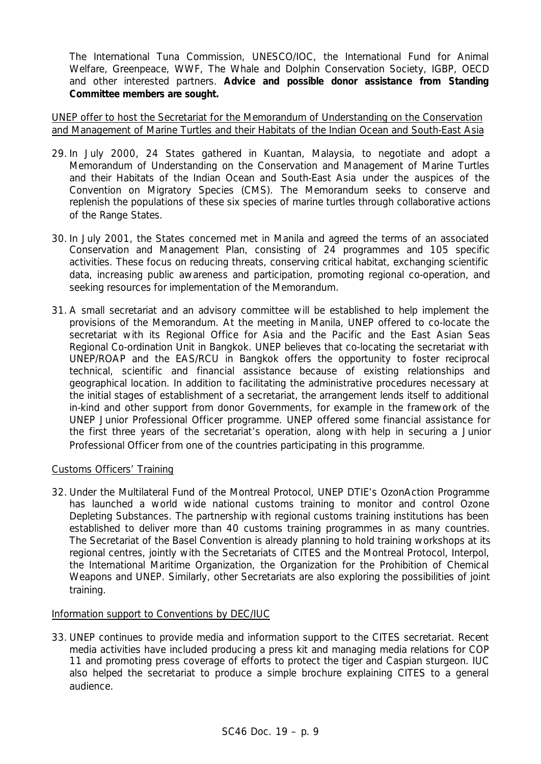The International Tuna Commission, UNESCO/IOC, the International Fund for Animal Welfare, Greenpeace, WWF, The Whale and Dolphin Conservation Society, IGBP, OECD and other interested partners. **Advice and possible donor assistance from Standing Committee members are sought.**

<u>UNEP offer to host the Secretariat for the Memorandum of Understanding on the Conservation and Management of Marine Turtles and their Habitats of the Indian Ocean and South-East Asia</u>

29. In July 2000, 24 States gathered in Kuantan, Malaysia, to negotiate and adopt a Memorandum of Understanding on the Conservation and Management of Marine Turtles and their Habitats of the Indian Ocean and South-East Asia under the auspices of the Convention on Migratory Species (CMS). The Memorandum seeks to conserve and replenish the populations of these six species of marine turtles through collaborative actions of the Range States.

30. In July 2001, the States concerned met in Manila and agreed the terms of an associated Conservation and Management Plan, consisting of 24 programmes and 105 specific activities. These focus on reducing threats, conserving critical habitat, exchanging scientific data, increasing public awareness and participation, promoting regional co-operation, and seeking resources for implementation of the Memorandum.

31. A small secretariat and an advisory committee will be established to help implement the provisions of the Memorandum. At the meeting in Manila, UNEP offered to co-locate the secretariat with its Regional Office for Asia and the Pacific and the East Asian Seas Regional Co-ordination Unit in Bangkok. UNEP believes that co-locating the secretariat with UNEP/ROAP and the EAS/RCU in Bangkok offers the opportunity to foster reciprocal technical, scientific and financial assistance because of existing relationships and geographical location. In addition to facilitating the administrative procedures necessary at the initial stages of establishment of a secretariat, the arrangement lends itself to additional in-kind and other support from donor Governments, for example in the framework of the UNEP Junior Professional Officer programme. UNEP offered some financial assistance for the first three years of the secretariat's operation, along with help in securing a Junior Professional Officer from one of the countries participating in this programme.

<u>Customs Officers' Training</u>

32. Under the Multilateral Fund of the Montreal Protocol, UNEP DTIE's OzonAction Programme has launched a world wide national customs training to monitor and control Ozone Depleting Substances. The partnership with regional customs training institutions has been established to deliver more than 40 customs training programmes in as many countries. The Secretariat of the Basel Convention is already planning to hold training workshops at its regional centres, jointly with the Secretariats of CITES and the Montreal Protocol, Interpol, the International Maritime Organization, the Organization for the Prohibition of Chemical Weapons and UNEP. Similarly, other Secretariats are also exploring the possibilities of joint training.

<u>Information support to Conventions by DEC/IUC</u>

33. UNEP continues to provide media and information support to the CITES secretariat. Recent media activities have included producing a press kit and managing media relations for COP 11 and promoting press coverage of efforts to protect the tiger and Caspian sturgeon. IUC also helped the secretariat to produce a simple brochure explaining CITES to a general audience.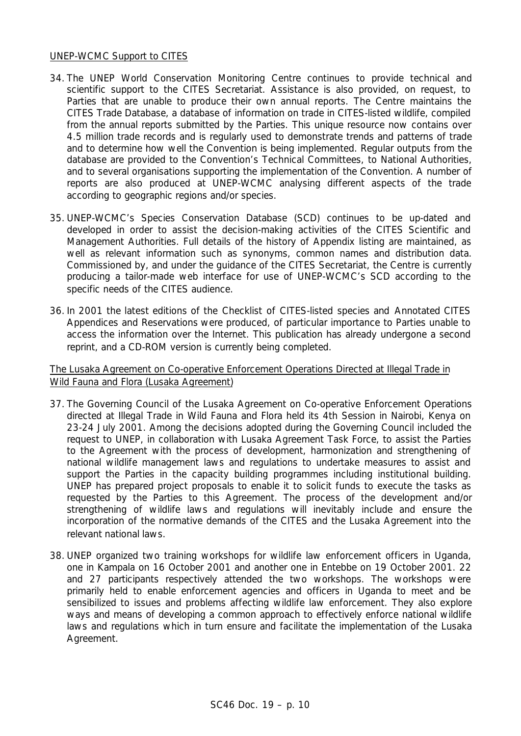UNEP-WCMC Support to CITES

34. The UNEP World Conservation Monitoring Centre continues to provide technical and scientific support to the CITES Secretariat. Assistance is also provided, on request, to Parties that are unable to produce their own annual reports. The Centre maintains the CITES Trade Database, a database of information on trade in CITES-listed wildlife, compiled from the annual reports submitted by the Parties. This unique resource now contains over 4.5 million trade records and is regularly used to demonstrate trends and patterns of trade and to determine how well the Convention is being implemented. Regular outputs from the database are provided to the Convention's Technical Committees, to National Authorities, and to several organisations supporting the implementation of the Convention. A number of reports are also produced at UNEP-WCMC analysing different aspects of the trade according to geographic regions and/or species.

35. UNEP-WCMC's Species Conservation Database (SCD) continues to be up-dated and developed in order to assist the decision-making activities of the CITES Scientific and Management Authorities. Full details of the history of Appendix listing are maintained, as well as relevant information such as synonyms, common names and distribution data. Commissioned by, and under the guidance of the CITES Secretariat, the Centre is currently producing a tailor-made web interface for use of UNEP-WCMC's SCD according to the specific needs of the CITES audience.

36. In 2001 the latest editions of the Checklist of CITES-listed species and Annotated CITES Appendices and Reservations were produced, of particular importance to Parties unable to access the information over the Internet. This publication has already undergone a second reprint, and a CD-ROM version is currently being completed.

The Lusaka Agreement on Co-operative Enforcement Operations Directed at Illegal Trade in Wild Fauna and Flora (Lusaka Agreement)

37. The Governing Council of the Lusaka Agreement on Co-operative Enforcement Operations directed at Illegal Trade in Wild Fauna and Flora held its 4th Session in Nairobi, Kenya on 23-24 July 2001. Among the decisions adopted during the Governing Council included the request to UNEP, in collaboration with Lusaka Agreement Task Force, to assist the Parties to the Agreement with the process of development, harmonization and strengthening of national wildlife management laws and regulations to undertake measures to assist and support the Parties in the capacity building programmes including institutional building. UNEP has prepared project proposals to enable it to solicit funds to execute the tasks as requested by the Parties to this Agreement. The process of the development and/or strengthening of wildlife laws and regulations will inevitably include and ensure the incorporation of the normative demands of the CITES and the Lusaka Agreement into the relevant national laws.

38. UNEP organized two training workshops for wildlife law enforcement officers in Uganda, one in Kampala on 16 October 2001 and another one in Entebbe on 19 October 2001. 22 and 27 participants respectively attended the two workshops. The workshops were primarily held to enable enforcement agencies and officers in Uganda to meet and be sensibilized to issues and problems affecting wildlife law enforcement. They also explore ways and means of developing a common approach to effectively enforce national wildlife laws and regulations which in turn ensure and facilitate the implementation of the Lusaka Agreement.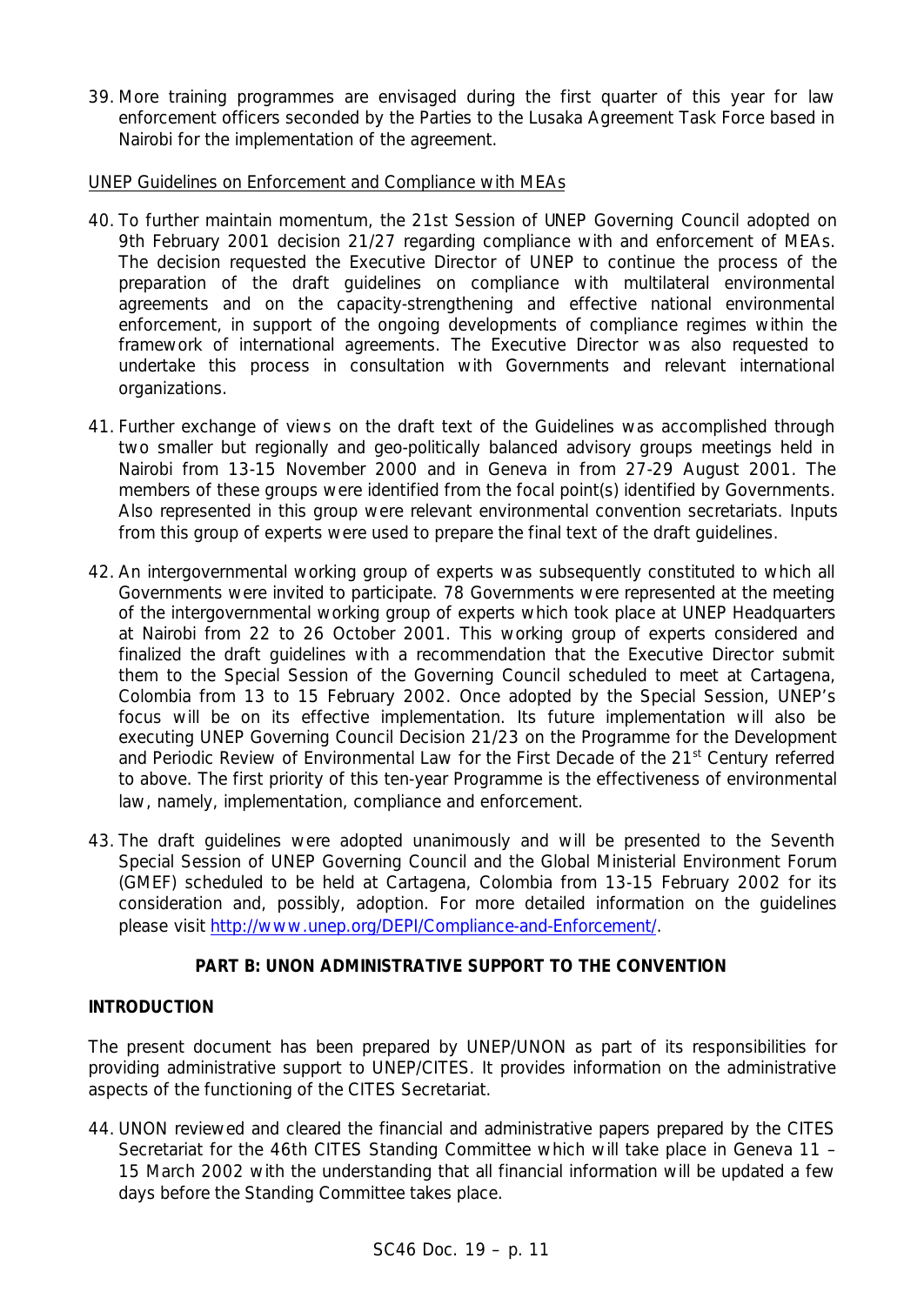39. More training programmes are envisaged during the first quarter of this year for law enforcement officers seconded by the Parties to the Lusaka Agreement Task Force based in Nairobi for the implementation of the agreement.

UNEP Guidelines on Enforcement and Compliance with MEAs

40. To further maintain momentum, the 21st Session of UNEP Governing Council adopted on 9th February 2001 decision 21/27 regarding compliance with and enforcement of MEAs. The decision requested the Executive Director of UNEP to continue the process of the preparation of the draft guidelines on compliance with multilateral environmental agreements and on the capacity-strengthening and effective national environmental enforcement, in support of the ongoing developments of compliance regimes within the framework of international agreements. The Executive Director was also requested to undertake this process in consultation with Governments and relevant international organizations.

41. Further exchange of views on the draft text of the Guidelines was accomplished through two smaller but regionally and geo-politically balanced advisory groups meetings held in Nairobi from 13-15 November 2000 and in Geneva in from 27-29 August 2001. The members of these groups were identified from the focal point(s) identified by Governments. Also represented in this group were relevant environmental convention secretariats. Inputs from this group of experts were used to prepare the final text of the draft guidelines.

42. An intergovernmental working group of experts was subsequently constituted to which all Governments were invited to participate. 78 Governments were represented at the meeting of the intergovernmental working group of experts which took place at UNEP Headquarters at Nairobi from 22 to 26 October 2001. This working group of experts considered and finalized the draft guidelines with a recommendation that the Executive Director submit them to the Special Session of the Governing Council scheduled to meet at Cartagena, Colombia from 13 to 15 February 2002. Once adopted by the Special Session, UNEP's focus will be on its effective implementation. Its future implementation will also be executing UNEP Governing Council Decision 21/23 on the Programme for the Development and Periodic Review of Environmental Law for the First Decade of the 21st Century referred to above. The first priority of this ten-year Programme is the effectiveness of environmental law, namely, implementation, compliance and enforcement.

43. The draft guidelines were adopted unanimously and will be presented to the Seventh Special Session of UNEP Governing Council and the Global Ministerial Environment Forum (GMEF) scheduled to be held at Cartagena, Colombia from 13-15 February 2002 for its consideration and, possibly, adoption. For more detailed information on the guidelines please visit http://www.unep.org/DEPI/Compliance-and-Enforcement/.

**PART B: UNON ADMINISTRATIVE SUPPORT TO THE CONVENTION**

**INTRODUCTION**

The present document has been prepared by UNEP/UNON as part of its responsibilities for providing administrative support to UNEP/CITES. It provides information on the administrative aspects of the functioning of the CITES Secretariat.

44. UNON reviewed and cleared the financial and administrative papers prepared by the CITES Secretariat for the 46th CITES Standing Committee which will take place in Geneva 11 – 15 March 2002 with the understanding that all financial information will be updated a few days before the Standing Committee takes place.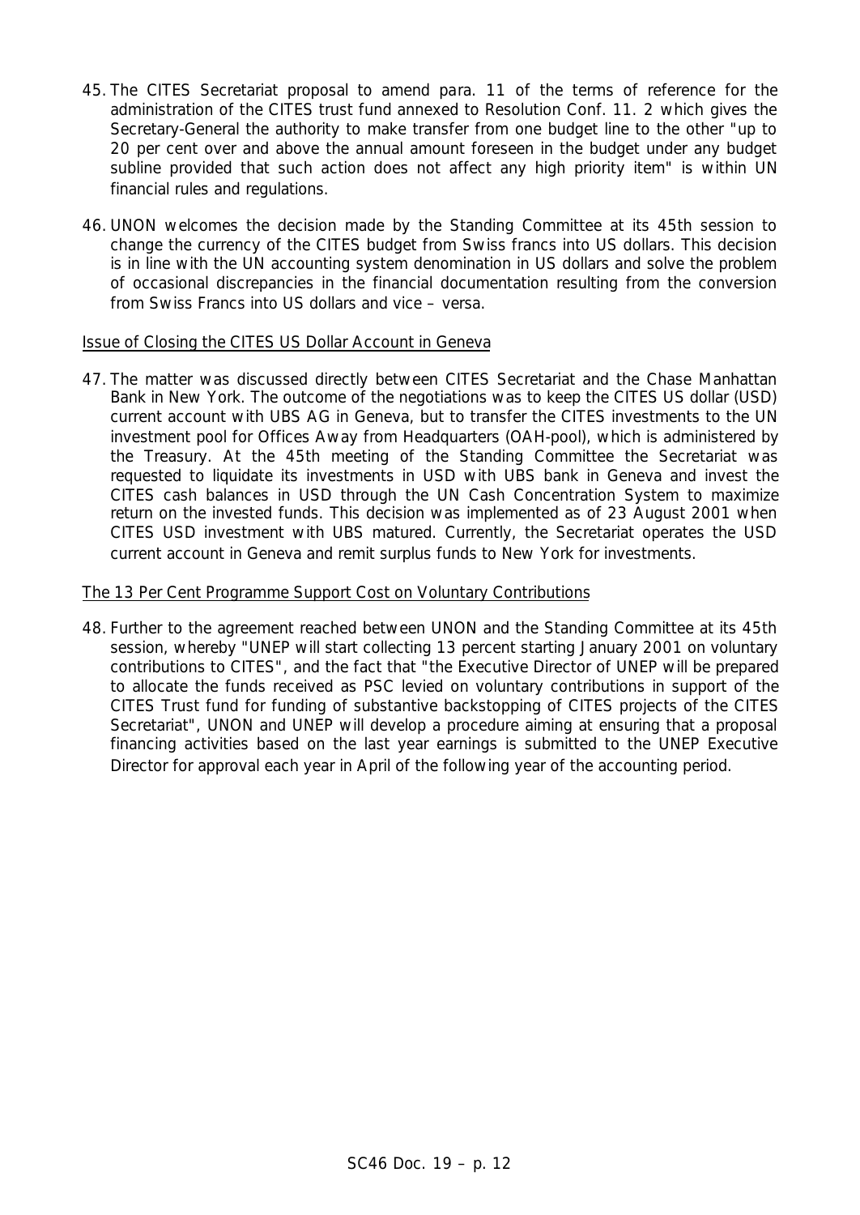45. The CITES Secretariat proposal to amend para. 11 of the terms of reference for the administration of the CITES trust fund annexed to Resolution Conf. 11. 2 which gives the Secretary-General the authority to make transfer from one budget line to the other "up to 20 per cent over and above the annual amount foreseen in the budget under any budget subline provided that such action does not affect any high priority item" is within UN financial rules and regulations.

46. UNON welcomes the decision made by the Standing Committee at its 45th session to change the currency of the CITES budget from Swiss francs into US dollars. This decision is in line with the UN accounting system denomination in US dollars and solve the problem of occasional discrepancies in the financial documentation resulting from the conversion from Swiss Francs into US dollars and vice – versa.

Issue of Closing the CITES US Dollar Account in Geneva

47. The matter was discussed directly between CITES Secretariat and the Chase Manhattan Bank in New York. The outcome of the negotiations was to keep the CITES US dollar (USD) current account with UBS AG in Geneva, but to transfer the CITES investments to the UN investment pool for Offices Away from Headquarters (OAH-pool), which is administered by the Treasury. At the 45th meeting of the Standing Committee the Secretariat was requested to liquidate its investments in USD with UBS bank in Geneva and invest the CITES cash balances in USD through the UN Cash Concentration System to maximize return on the invested funds. This decision was implemented as of 23 August 2001 when CITES USD investment with UBS matured. Currently, the Secretariat operates the USD current account in Geneva and remit surplus funds to New York for investments.

The 13 Per Cent Programme Support Cost on Voluntary Contributions

48. Further to the agreement reached between UNON and the Standing Committee at its 45th session, whereby "UNEP will start collecting 13 percent starting January 2001 on voluntary contributions to CITES", and the fact that "the Executive Director of UNEP will be prepared to allocate the funds received as PSC levied on voluntary contributions in support of the CITES Trust fund for funding of substantive backstopping of CITES projects of the CITES Secretariat", UNON and UNEP will develop a procedure aiming at ensuring that a proposal financing activities based on the last year earnings is submitted to the UNEP Executive Director for approval each year in April of the following year of the accounting period.